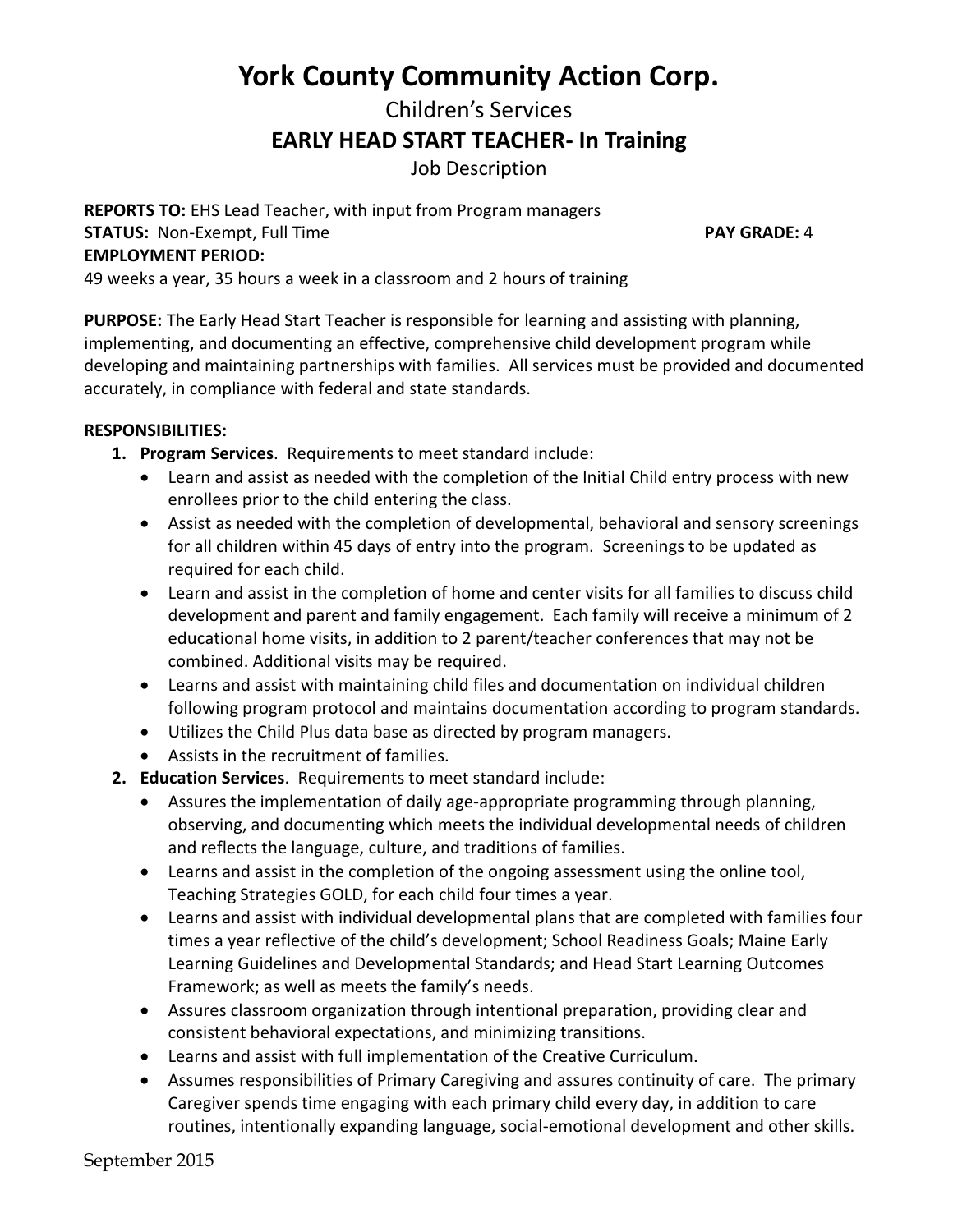# York County Community Action Corp.

## Children's Services

## EARLY HEAD START TEACHER- In Training

Job Description

**REPORTS TO:** EHS Lead Teacher, with input from Program managers
**STATUS:** Non-Exempt, Full Time **PAY GRADE:** 4
**EMPLOYMENT PERIOD:**
49 weeks a year, 35 hours a week in a classroom and 2 hours of training

**PURPOSE:** The Early Head Start Teacher is responsible for learning and assisting with planning, implementing, and documenting an effective, comprehensive child development program while developing and maintaining partnerships with families. All services must be provided and documented accurately, in compliance with federal and state standards.

**RESPONSIBILITIES:**

1. **Program Services**. Requirements to meet standard include:
   - Learn and assist as needed with the completion of the Initial Child entry process with new enrollees prior to the child entering the class.
   - Assist as needed with the completion of developmental, behavioral and sensory screenings for all children within 45 days of entry into the program. Screenings to be updated as required for each child.
   - Learn and assist in the completion of home and center visits for all families to discuss child development and parent and family engagement. Each family will receive a minimum of 2 educational home visits, in addition to 2 parent/teacher conferences that may not be combined. Additional visits may be required.
   - Learns and assist with maintaining child files and documentation on individual children following program protocol and maintains documentation according to program standards.
   - Utilizes the Child Plus data base as directed by program managers.
   - Assists in the recruitment of families.
2. **Education Services**. Requirements to meet standard include:
   - Assures the implementation of daily age-appropriate programming through planning, observing, and documenting which meets the individual developmental needs of children and reflects the language, culture, and traditions of families.
   - Learns and assist in the completion of the ongoing assessment using the online tool, Teaching Strategies GOLD, for each child four times a year.
   - Learns and assist with individual developmental plans that are completed with families four times a year reflective of the child's development; School Readiness Goals; Maine Early Learning Guidelines and Developmental Standards; and Head Start Learning Outcomes Framework; as well as meets the family's needs.
   - Assures classroom organization through intentional preparation, providing clear and consistent behavioral expectations, and minimizing transitions.
   - Learns and assist with full implementation of the Creative Curriculum.
   - Assumes responsibilities of Primary Caregiving and assures continuity of care. The primary Caregiver spends time engaging with each primary child every day, in addition to care routines, intentionally expanding language, social-emotional development and other skills.

September 2015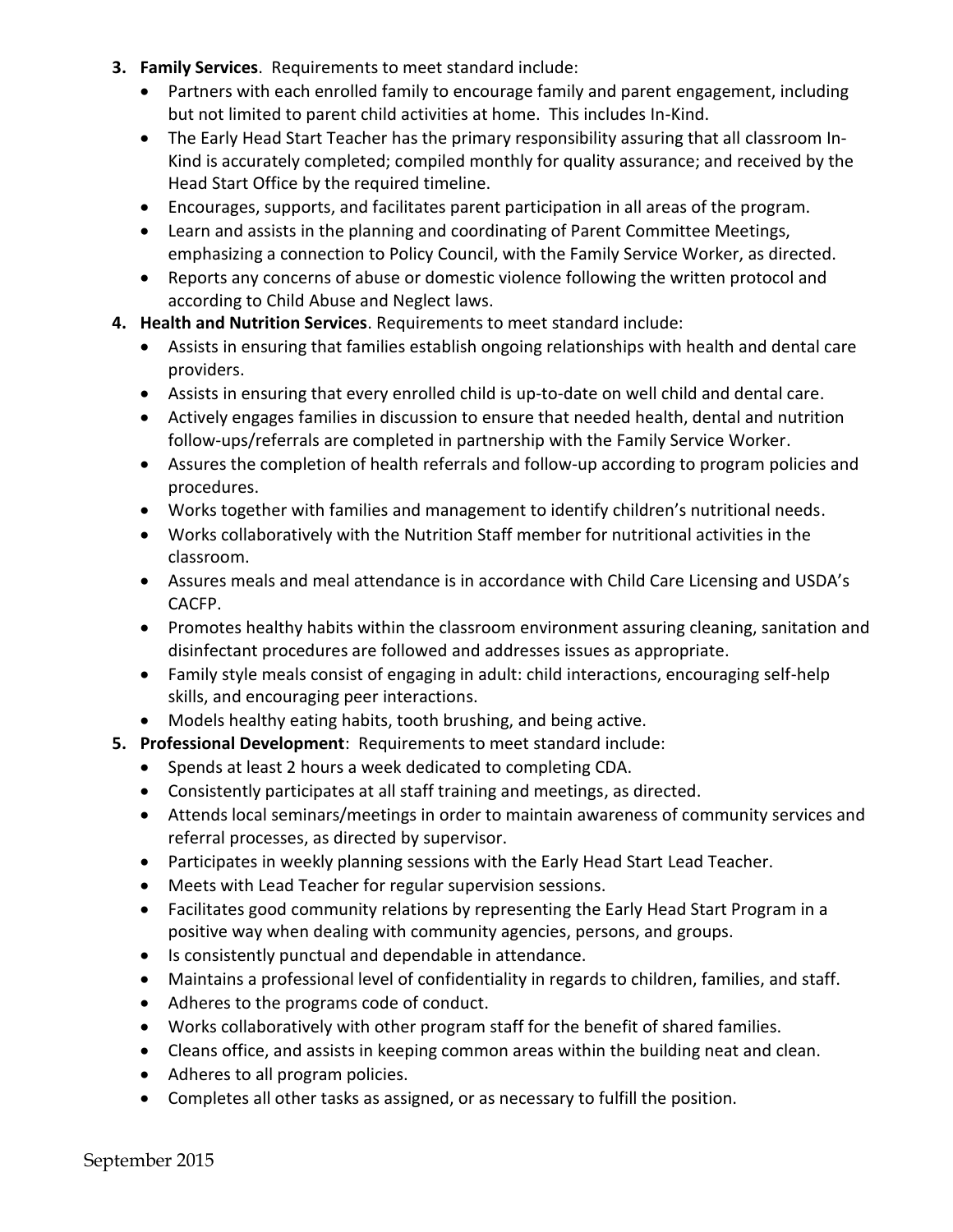3. **Family Services**. Requirements to meet standard include:
   - Partners with each enrolled family to encourage family and parent engagement, including but not limited to parent child activities at home. This includes In-Kind.
   - The Early Head Start Teacher has the primary responsibility assuring that all classroom In-Kind is accurately completed; compiled monthly for quality assurance; and received by the Head Start Office by the required timeline.
   - Encourages, supports, and facilitates parent participation in all areas of the program.
   - Learn and assists in the planning and coordinating of Parent Committee Meetings, emphasizing a connection to Policy Council, with the Family Service Worker, as directed.
   - Reports any concerns of abuse or domestic violence following the written protocol and according to Child Abuse and Neglect laws.
4. **Health and Nutrition Services**. Requirements to meet standard include:
   - Assists in ensuring that families establish ongoing relationships with health and dental care providers.
   - Assists in ensuring that every enrolled child is up-to-date on well child and dental care.
   - Actively engages families in discussion to ensure that needed health, dental and nutrition follow-ups/referrals are completed in partnership with the Family Service Worker.
   - Assures the completion of health referrals and follow-up according to program policies and procedures.
   - Works together with families and management to identify children's nutritional needs.
   - Works collaboratively with the Nutrition Staff member for nutritional activities in the classroom.
   - Assures meals and meal attendance is in accordance with Child Care Licensing and USDA's CACFP.
   - Promotes healthy habits within the classroom environment assuring cleaning, sanitation and disinfectant procedures are followed and addresses issues as appropriate.
   - Family style meals consist of engaging in adult: child interactions, encouraging self-help skills, and encouraging peer interactions.
   - Models healthy eating habits, tooth brushing, and being active.
5. **Professional Development**: Requirements to meet standard include:
   - Spends at least 2 hours a week dedicated to completing CDA.
   - Consistently participates at all staff training and meetings, as directed.
   - Attends local seminars/meetings in order to maintain awareness of community services and referral processes, as directed by supervisor.
   - Participates in weekly planning sessions with the Early Head Start Lead Teacher.
   - Meets with Lead Teacher for regular supervision sessions.
   - Facilitates good community relations by representing the Early Head Start Program in a positive way when dealing with community agencies, persons, and groups.
   - Is consistently punctual and dependable in attendance.
   - Maintains a professional level of confidentiality in regards to children, families, and staff.
   - Adheres to the programs code of conduct.
   - Works collaboratively with other program staff for the benefit of shared families.
   - Cleans office, and assists in keeping common areas within the building neat and clean.
   - Adheres to all program policies.
   - Completes all other tasks as assigned, or as necessary to fulfill the position.

September 2015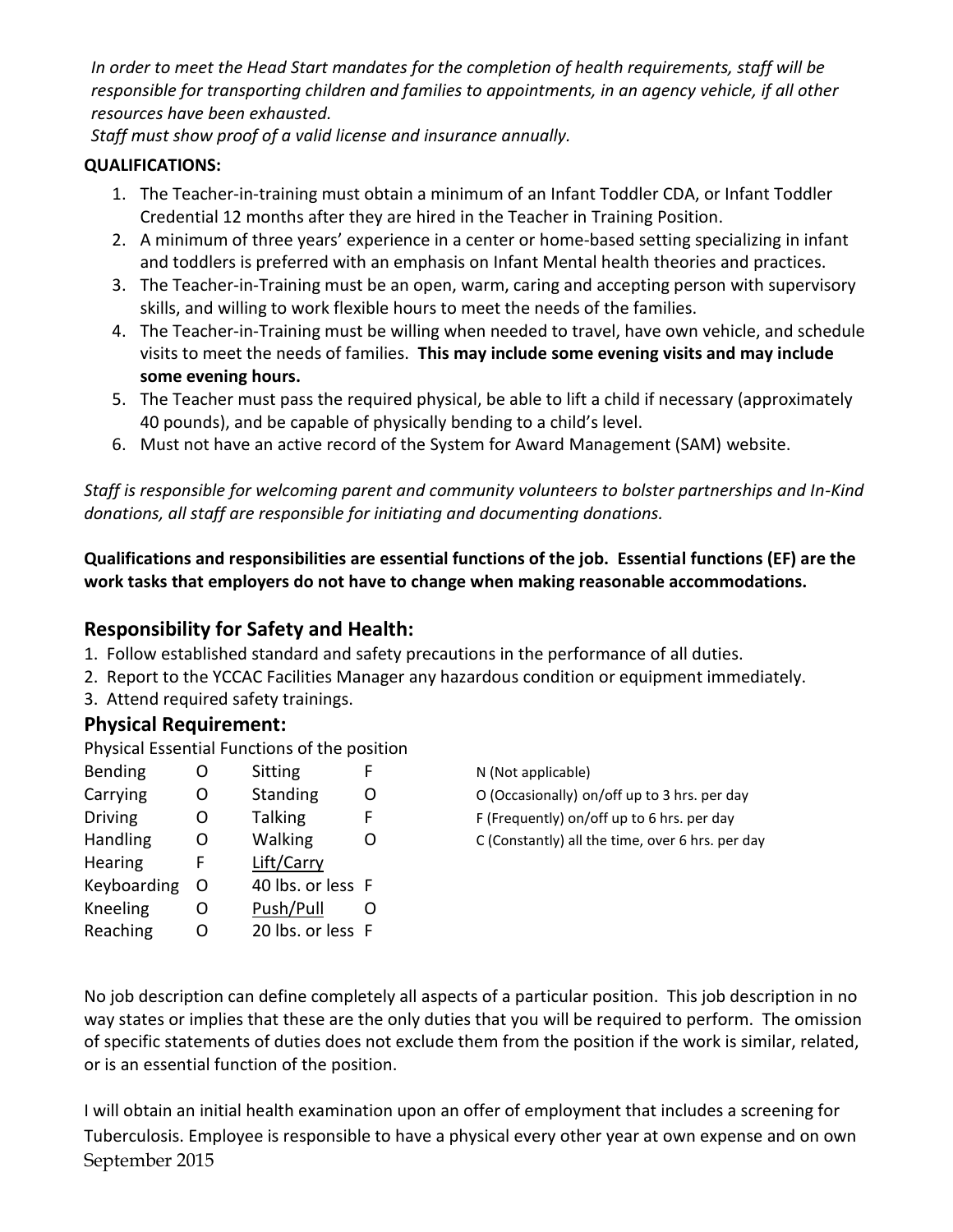*In order to meet the Head Start mandates for the completion of health requirements, staff will be responsible for transporting children and families to appointments, in an agency vehicle, if all other resources have been exhausted.*
*Staff must show proof of a valid license and insurance annually.*

**QUALIFICATIONS:**

1. The Teacher-in-training must obtain a minimum of an Infant Toddler CDA, or Infant Toddler Credential 12 months after they are hired in the Teacher in Training Position.
2. A minimum of three years' experience in a center or home-based setting specializing in infant and toddlers is preferred with an emphasis on Infant Mental health theories and practices.
3. The Teacher-in-Training must be an open, warm, caring and accepting person with supervisory skills, and willing to work flexible hours to meet the needs of the families.
4. The Teacher-in-Training must be willing when needed to travel, have own vehicle, and schedule visits to meet the needs of families. **This may include some evening visits and may include some evening hours.**
5. The Teacher must pass the required physical, be able to lift a child if necessary (approximately 40 pounds), and be capable of physically bending to a child's level.
6. Must not have an active record of the System for Award Management (SAM) website.

*Staff is responsible for welcoming parent and community volunteers to bolster partnerships and In-Kind donations, all staff are responsible for initiating and documenting donations.*

**Qualifications and responsibilities are essential functions of the job. Essential functions (EF) are the work tasks that employers do not have to change when making reasonable accommodations.**

## Responsibility for Safety and Health:

1. Follow established standard and safety precautions in the performance of all duties.
2. Report to the YCCAC Facilities Manager any hazardous condition or equipment immediately.
3. Attend required safety trainings.

## Physical Requirement:

Physical Essential Functions of the position

| | | | | |
|---|---|---|---|---|
| Bending | O | Sitting | F | N (Not applicable) |
| Carrying | O | Standing | O | O (Occasionally) on/off up to 3 hrs. per day |
| Driving | O | Talking | F | F (Frequently) on/off up to 6 hrs. per day |
| Handling | O | Walking | O | C (Constantly) all the time, over 6 hrs. per day |
| Hearing | F | Lift/Carry | | |
| Keyboarding | O | 40 lbs. or less | F | |
| Kneeling | O | Push/Pull | O | |
| Reaching | O | 20 lbs. or less | F | |

No job description can define completely all aspects of a particular position. This job description in no way states or implies that these are the only duties that you will be required to perform. The omission of specific statements of duties does not exclude them from the position if the work is similar, related, or is an essential function of the position.

I will obtain an initial health examination upon an offer of employment that includes a screening for Tuberculosis. Employee is responsible to have a physical every other year at own expense and on own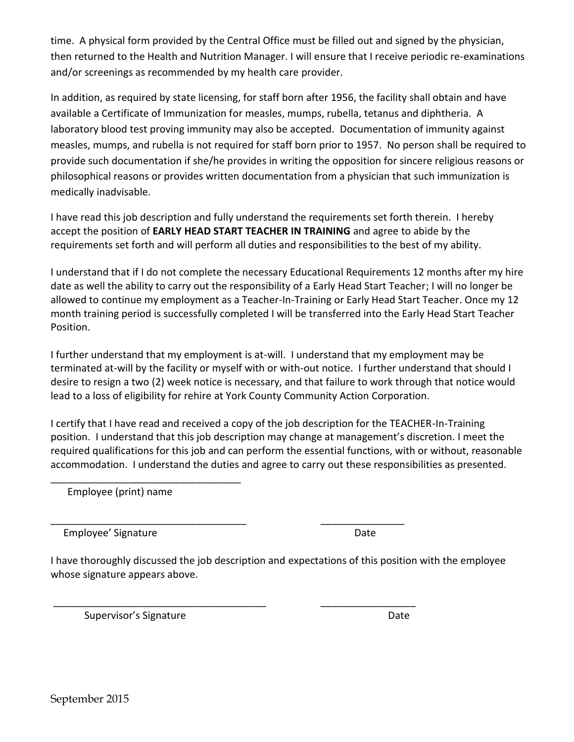time. A physical form provided by the Central Office must be filled out and signed by the physician, then returned to the Health and Nutrition Manager. I will ensure that I receive periodic re-examinations and/or screenings as recommended by my health care provider.

In addition, as required by state licensing, for staff born after 1956, the facility shall obtain and have available a Certificate of Immunization for measles, mumps, rubella, tetanus and diphtheria. A laboratory blood test proving immunity may also be accepted. Documentation of immunity against measles, mumps, and rubella is not required for staff born prior to 1957. No person shall be required to provide such documentation if she/he provides in writing the opposition for sincere religious reasons or philosophical reasons or provides written documentation from a physician that such immunization is medically inadvisable.

I have read this job description and fully understand the requirements set forth therein. I hereby accept the position of **EARLY HEAD START TEACHER IN TRAINING** and agree to abide by the requirements set forth and will perform all duties and responsibilities to the best of my ability.

I understand that if I do not complete the necessary Educational Requirements 12 months after my hire date as well the ability to carry out the responsibility of a Early Head Start Teacher; I will no longer be allowed to continue my employment as a Teacher-In-Training or Early Head Start Teacher. Once my 12 month training period is successfully completed I will be transferred into the Early Head Start Teacher Position.

I further understand that my employment is at-will. I understand that my employment may be terminated at-will by the facility or myself with or with-out notice. I further understand that should I desire to resign a two (2) week notice is necessary, and that failure to work through that notice would lead to a loss of eligibility for rehire at York County Community Action Corporation.

I certify that I have read and received a copy of the job description for the TEACHER-In-Training position. I understand that this job description may change at management's discretion. I meet the required qualifications for this job and can perform the essential functions, with or without, reasonable accommodation. I understand the duties and agree to carry out these responsibilities as presented.

___________________________________
Employee (print) name

___________________________________ _______________
Employee' Signature Date

I have thoroughly discussed the job description and expectations of this position with the employee whose signature appears above.

_______________________________________ _________________
Supervisor's Signature Date

September 2015